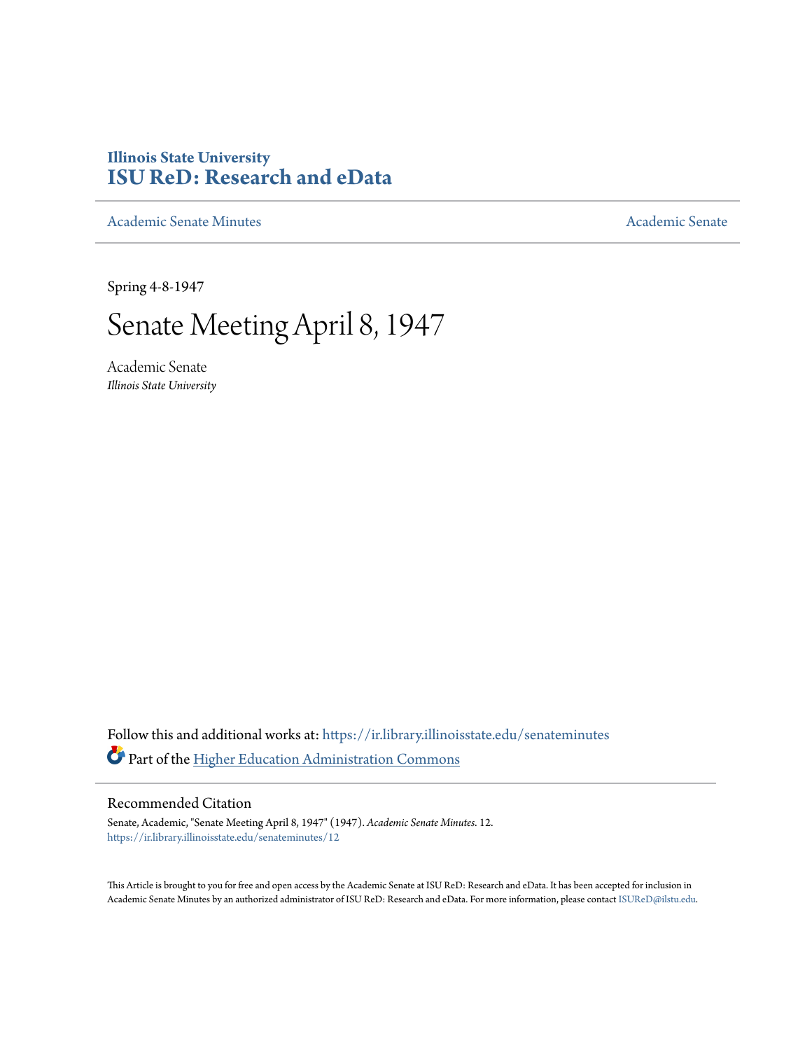**Illinois State University**
**ISU ReD: Research and eData**

Academic Senate Minutes | Academic Senate

Spring 4-8-1947

# Senate Meeting April 8, 1947

Academic Senate
*Illinois State University*

Follow this and additional works at: https://ir.library.illinoisstate.edu/senateminutes

Part of the Higher Education Administration Commons

## Recommended Citation

Senate, Academic, "Senate Meeting April 8, 1947" (1947). *Academic Senate Minutes*. 12.
https://ir.library.illinoisstate.edu/senateminutes/12

This Article is brought to you for free and open access by the Academic Senate at ISU ReD: Research and eData. It has been accepted for inclusion in Academic Senate Minutes by an authorized administrator of ISU ReD: Research and eData. For more information, please contact ISUReD@ilstu.edu.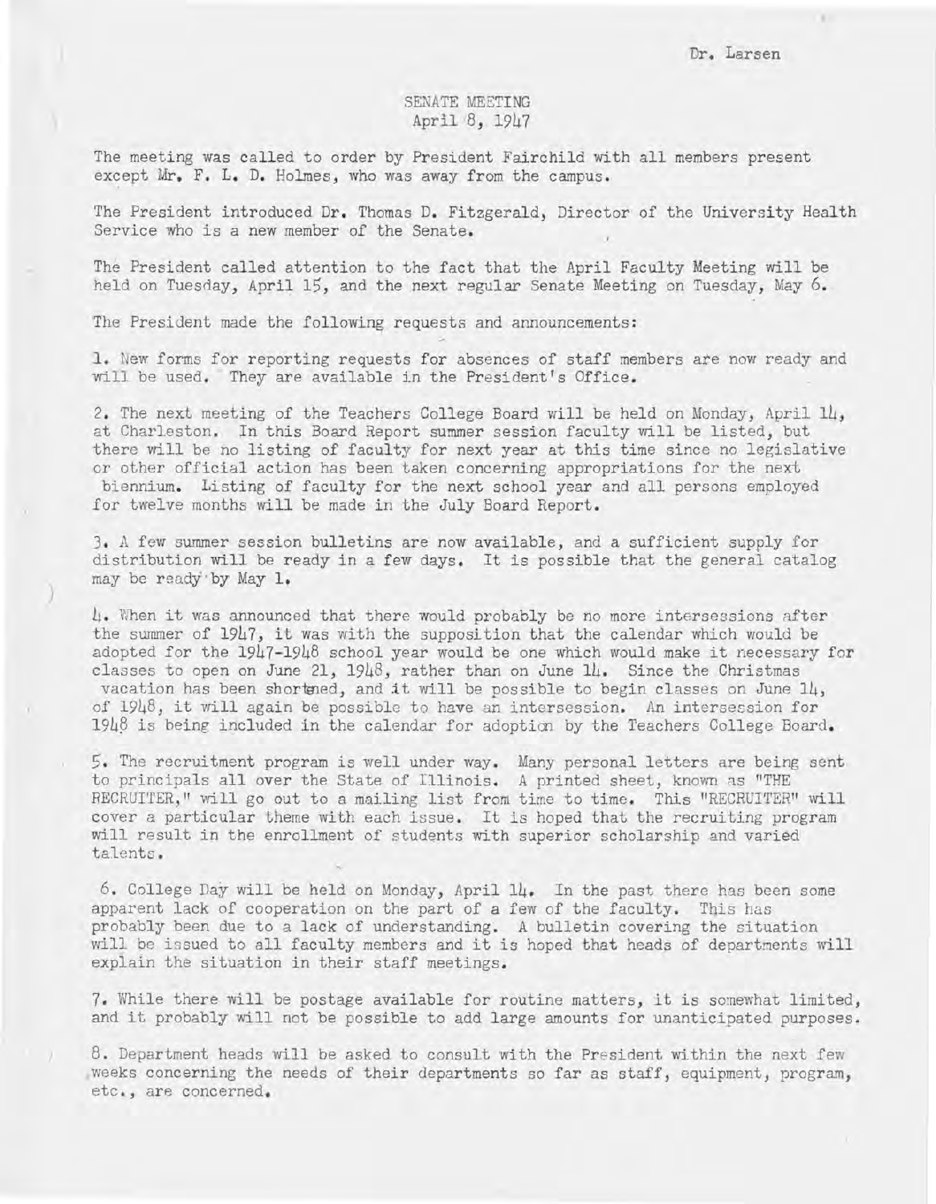Dr. Larsen

SENATE MEETING
April 8, 1947

The meeting was called to order by President Fairchild with all members present except Mr. F. L. D. Holmes, who was away from the campus.

The President introduced Dr. Thomas D. Fitzgerald, Director of the University Health Service who is a new member of the Senate.

The President called attention to the fact that the April Faculty Meeting will be held on Tuesday, April 15, and the next regular Senate Meeting on Tuesday, May 6.

The President made the following requests and announcements:

1. New forms for reporting requests for absences of staff members are now ready and will be used. They are available in the President's Office.

2. The next meeting of the Teachers College Board will be held on Monday, April 14, at Charleston. In this Board Report summer session faculty will be listed, but there will be no listing of faculty for next year at this time since no legislative or other official action has been taken concerning appropriations for the next biennium. Listing of faculty for the next school year and all persons employed for twelve months will be made in the July Board Report.

3. A few summer session bulletins are now available, and a sufficient supply for distribution will be ready in a few days. It is possible that the general catalog may be ready by May 1.

4. When it was announced that there would probably be no more intersessions after the summer of 1947, it was with the supposition that the calendar which would be adopted for the 1947-1948 school year would be one which would make it necessary for classes to open on June 21, 1948, rather than on June 14. Since the Christmas vacation has been shortened, and it will be possible to begin classes on June 14, of 1948, it will again be possible to have an intersession. An intersession for 1948 is being included in the calendar for adoption by the Teachers College Board.

5. The recruitment program is well under way. Many personal letters are being sent to principals all over the State of Illinois. A printed sheet, known as "THE RECRUITER," will go out to a mailing list from time to time. This "RECRUITER" will cover a particular theme with each issue. It is hoped that the recruiting program will result in the enrollment of students with superior scholarship and varied talents.

6. College Day will be held on Monday, April 14. In the past there has been some apparent lack of cooperation on the part of a few of the faculty. This has probably been due to a lack of understanding. A bulletin covering the situation will be issued to all faculty members and it is hoped that heads of departments will explain the situation in their staff meetings.

7. While there will be postage available for routine matters, it is somewhat limited, and it probably will not be possible to add large amounts for unanticipated purposes.

8. Department heads will be asked to consult with the President within the next few weeks concerning the needs of their departments so far as staff, equipment, program, etc., are concerned.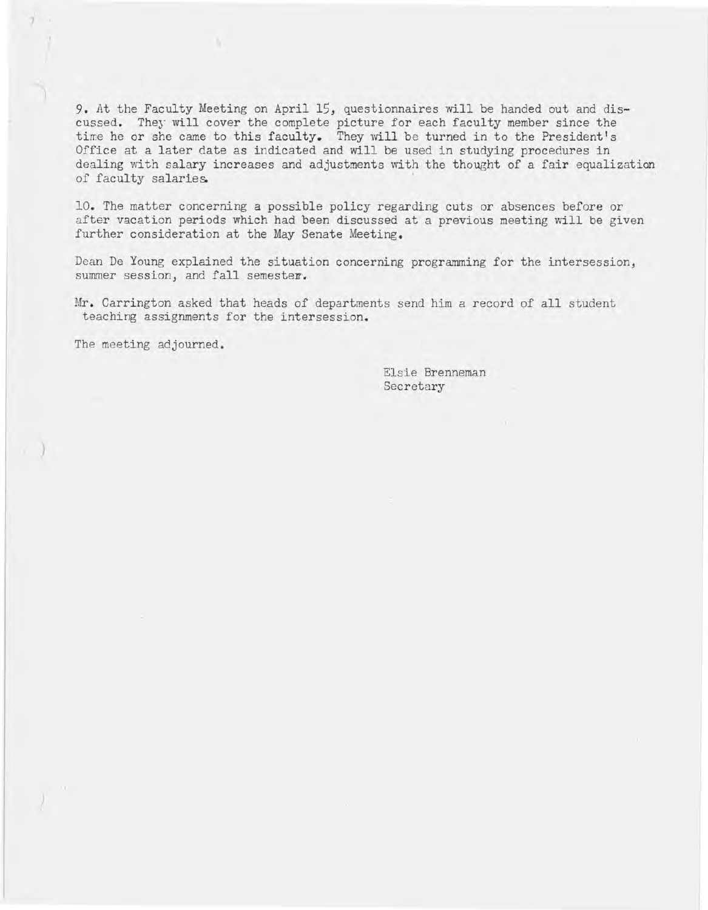9. At the Faculty Meeting on April 15, questionnaires will be handed out and discussed. They will cover the complete picture for each faculty member since the time he or she came to this faculty. They will be turned in to the President's Office at a later date as indicated and will be used in studying procedures in dealing with salary increases and adjustments with the thought of a fair equalization of faculty salaries.

10. The matter concerning a possible policy regarding cuts or absences before or after vacation periods which had been discussed at a previous meeting will be given further consideration at the May Senate Meeting.

Dean De Young explained the situation concerning programming for the intersession, summer session, and fall semester.

Mr. Carrington asked that heads of departments send him a record of all student teaching assignments for the intersession.

The meeting adjourned.

Elsie Brenneman
Secretary